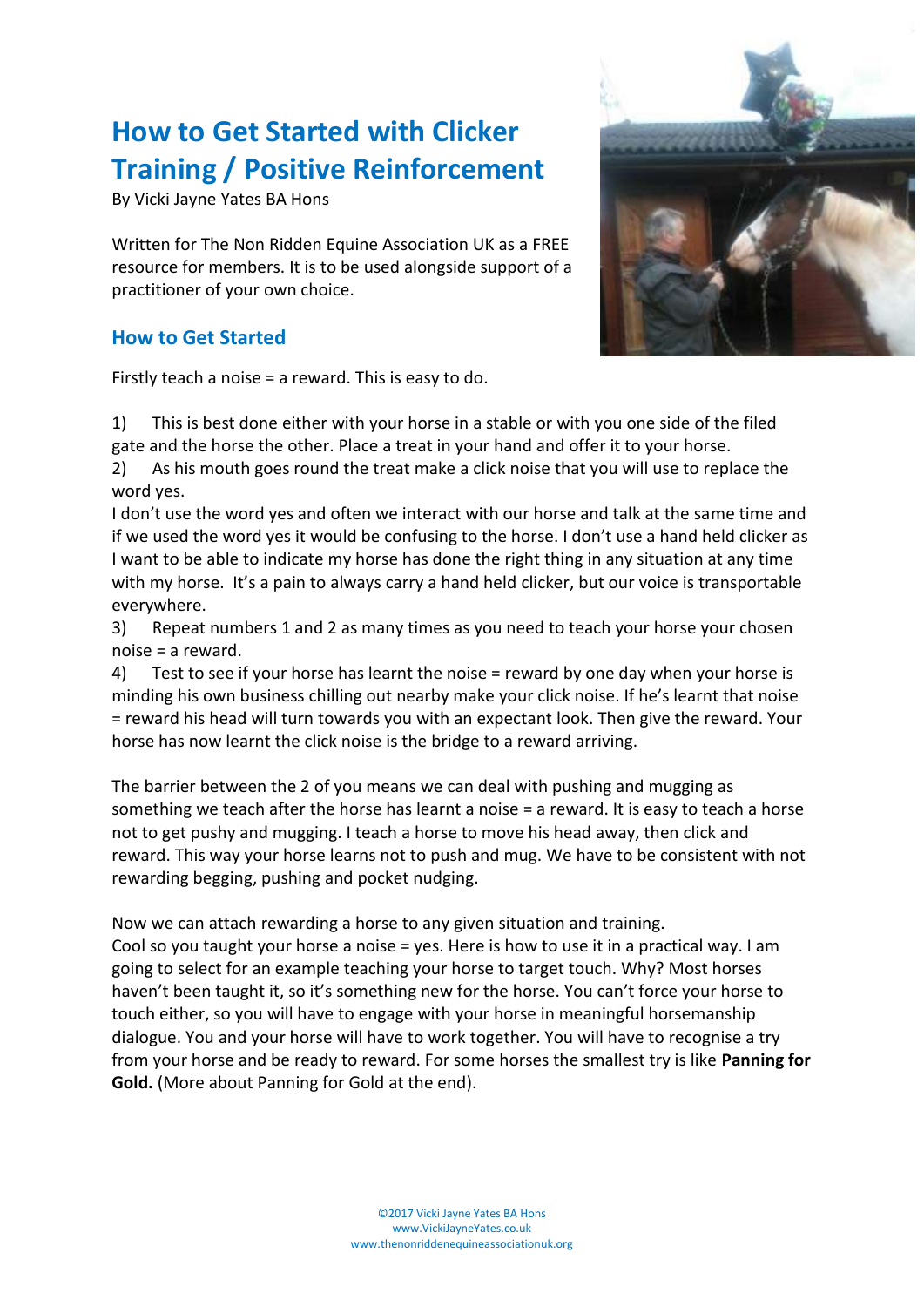# How to Get Started with Clicker Training / Positive Reinforcement

By Vicki Jayne Yates BA Hons

Written for The Non Ridden Equine Association UK as a FREE resource for members. It is to be used alongside support of a practitioner of your own choice.

## How to Get Started

Firstly teach a noise = a reward. This is easy to do.

1) This is best done either with your horse in a stable or with you one side of the filed gate and the horse the other. Place a treat in your hand and offer it to your horse.
2) As his mouth goes round the treat make a click noise that you will use to replace the word yes.

I don't use the word yes and often we interact with our horse and talk at the same time and if we used the word yes it would be confusing to the horse. I don't use a hand held clicker as I want to be able to indicate my horse has done the right thing in any situation at any time with my horse. It's a pain to always carry a hand held clicker, but our voice is transportable everywhere.

3) Repeat numbers 1 and 2 as many times as you need to teach your horse your chosen noise = a reward.
4) Test to see if your horse has learnt the noise = reward by one day when your horse is minding his own business chilling out nearby make your click noise. If he's learnt that noise = reward his head will turn towards you with an expectant look. Then give the reward. Your horse has now learnt the click noise is the bridge to a reward arriving.

The barrier between the 2 of you means we can deal with pushing and mugging as something we teach after the horse has learnt a noise = a reward. It is easy to teach a horse not to get pushy and mugging. I teach a horse to move his head away, then click and reward. This way your horse learns not to push and mug. We have to be consistent with not rewarding begging, pushing and pocket nudging.

Now we can attach rewarding a horse to any given situation and training.
Cool so you taught your horse a noise = yes. Here is how to use it in a practical way. I am going to select for an example teaching your horse to target touch. Why? Most horses haven't been taught it, so it's something new for the horse. You can't force your horse to touch either, so you will have to engage with your horse in meaningful horsemanship dialogue. You and your horse will have to work together. You will have to recognise a try from your horse and be ready to reward. For some horses the smallest try is like **Panning for Gold.** (More about Panning for Gold at the end).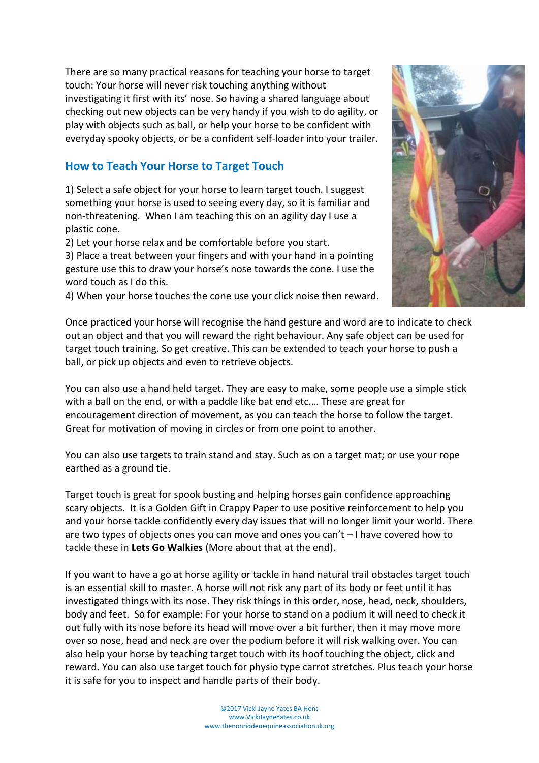There are so many practical reasons for teaching your horse to target touch: Your horse will never risk touching anything without investigating it first with its' nose. So having a shared language about checking out new objects can be very handy if you wish to do agility, or play with objects such as ball, or help your horse to be confident with everyday spooky objects, or be a confident self-loader into your trailer.

## How to Teach Your Horse to Target Touch

1) Select a safe object for your horse to learn target touch. I suggest something your horse is used to seeing every day, so it is familiar and non-threatening. When I am teaching this on an agility day I use a plastic cone.
2) Let your horse relax and be comfortable before you start.
3) Place a treat between your fingers and with your hand in a pointing gesture use this to draw your horse's nose towards the cone. I use the word touch as I do this.
4) When your horse touches the cone use your click noise then reward.

Once practiced your horse will recognise the hand gesture and word are to indicate to check out an object and that you will reward the right behaviour. Any safe object can be used for target touch training. So get creative. This can be extended to teach your horse to push a ball, or pick up objects and even to retrieve objects.

You can also use a hand held target. They are easy to make, some people use a simple stick with a ball on the end, or with a paddle like bat end etc.… These are great for encouragement direction of movement, as you can teach the horse to follow the target. Great for motivation of moving in circles or from one point to another.

You can also use targets to train stand and stay. Such as on a target mat; or use your rope earthed as a ground tie.

Target touch is great for spook busting and helping horses gain confidence approaching scary objects. It is a Golden Gift in Crappy Paper to use positive reinforcement to help you and your horse tackle confidently every day issues that will no longer limit your world. There are two types of objects ones you can move and ones you can't – I have covered how to tackle these in **Lets Go Walkies** (More about that at the end).

If you want to have a go at horse agility or tackle in hand natural trail obstacles target touch is an essential skill to master. A horse will not risk any part of its body or feet until it has investigated things with its nose. They risk things in this order, nose, head, neck, shoulders, body and feet. So for example: For your horse to stand on a podium it will need to check it out fully with its nose before its head will move over a bit further, then it may move more over so nose, head and neck are over the podium before it will risk walking over. You can also help your horse by teaching target touch with its hoof touching the object, click and reward. You can also use target touch for physio type carrot stretches. Plus teach your horse it is safe for you to inspect and handle parts of their body.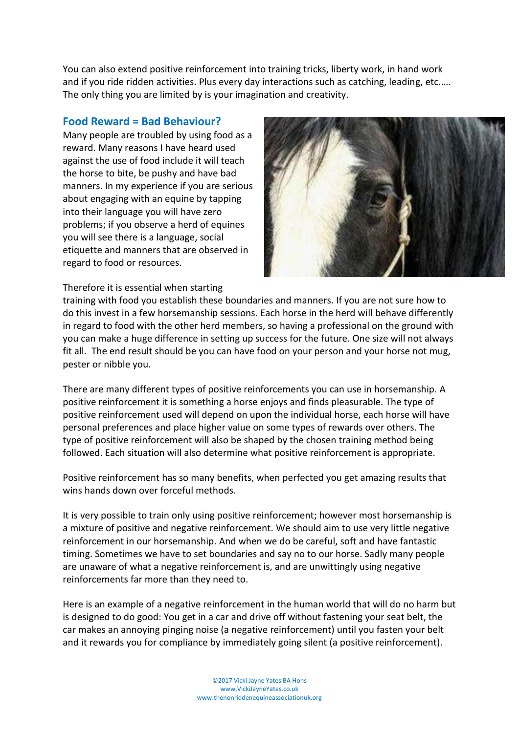You can also extend positive reinforcement into training tricks, liberty work, in hand work and if you ride ridden activities. Plus every day interactions such as catching, leading, etc..... The only thing you are limited by is your imagination and creativity.

## Food Reward = Bad Behaviour?

Many people are troubled by using food as a reward. Many reasons I have heard used against the use of food include it will teach the horse to bite, be pushy and have bad manners. In my experience if you are serious about engaging with an equine by tapping into their language you will have zero problems; if you observe a herd of equines you will see there is a language, social etiquette and manners that are observed in regard to food or resources.

Therefore it is essential when starting training with food you establish these boundaries and manners. If you are not sure how to do this invest in a few horsemanship sessions. Each horse in the herd will behave differently in regard to food with the other herd members, so having a professional on the ground with you can make a huge difference in setting up success for the future. One size will not always fit all. The end result should be you can have food on your person and your horse not mug, pester or nibble you.

There are many different types of positive reinforcements you can use in horsemanship. A positive reinforcement it is something a horse enjoys and finds pleasurable. The type of positive reinforcement used will depend on upon the individual horse, each horse will have personal preferences and place higher value on some types of rewards over others. The type of positive reinforcement will also be shaped by the chosen training method being followed. Each situation will also determine what positive reinforcement is appropriate.

Positive reinforcement has so many benefits, when perfected you get amazing results that wins hands down over forceful methods.

It is very possible to train only using positive reinforcement; however most horsemanship is a mixture of positive and negative reinforcement. We should aim to use very little negative reinforcement in our horsemanship. And when we do be careful, soft and have fantastic timing. Sometimes we have to set boundaries and say no to our horse. Sadly many people are unaware of what a negative reinforcement is, and are unwittingly using negative reinforcements far more than they need to.

Here is an example of a negative reinforcement in the human world that will do no harm but is designed to do good: You get in a car and drive off without fastening your seat belt, the car makes an annoying pinging noise (a negative reinforcement) until you fasten your belt and it rewards you for compliance by immediately going silent (a positive reinforcement).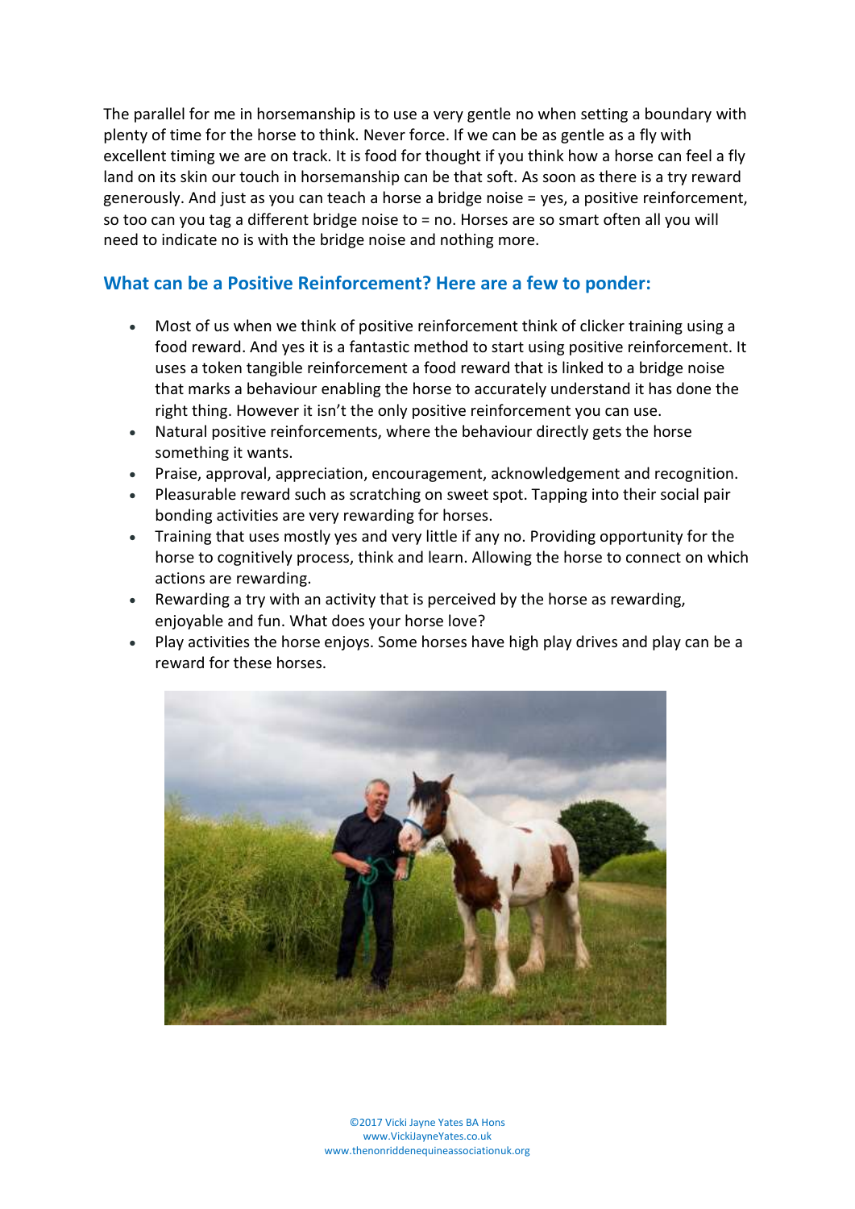The parallel for me in horsemanship is to use a very gentle no when setting a boundary with plenty of time for the horse to think. Never force. If we can be as gentle as a fly with excellent timing we are on track. It is food for thought if you think how a horse can feel a fly land on its skin our touch in horsemanship can be that soft. As soon as there is a try reward generously. And just as you can teach a horse a bridge noise = yes, a positive reinforcement, so too can you tag a different bridge noise to = no. Horses are so smart often all you will need to indicate no is with the bridge noise and nothing more.

## What can be a Positive Reinforcement? Here are a few to ponder:

- Most of us when we think of positive reinforcement think of clicker training using a food reward. And yes it is a fantastic method to start using positive reinforcement. It uses a token tangible reinforcement a food reward that is linked to a bridge noise that marks a behaviour enabling the horse to accurately understand it has done the right thing. However it isn't the only positive reinforcement you can use.
- Natural positive reinforcements, where the behaviour directly gets the horse something it wants.
- Praise, approval, appreciation, encouragement, acknowledgement and recognition.
- Pleasurable reward such as scratching on sweet spot. Tapping into their social pair bonding activities are very rewarding for horses.
- Training that uses mostly yes and very little if any no. Providing opportunity for the horse to cognitively process, think and learn. Allowing the horse to connect on which actions are rewarding.
- Rewarding a try with an activity that is perceived by the horse as rewarding, enjoyable and fun. What does your horse love?
- Play activities the horse enjoys. Some horses have high play drives and play can be a reward for these horses.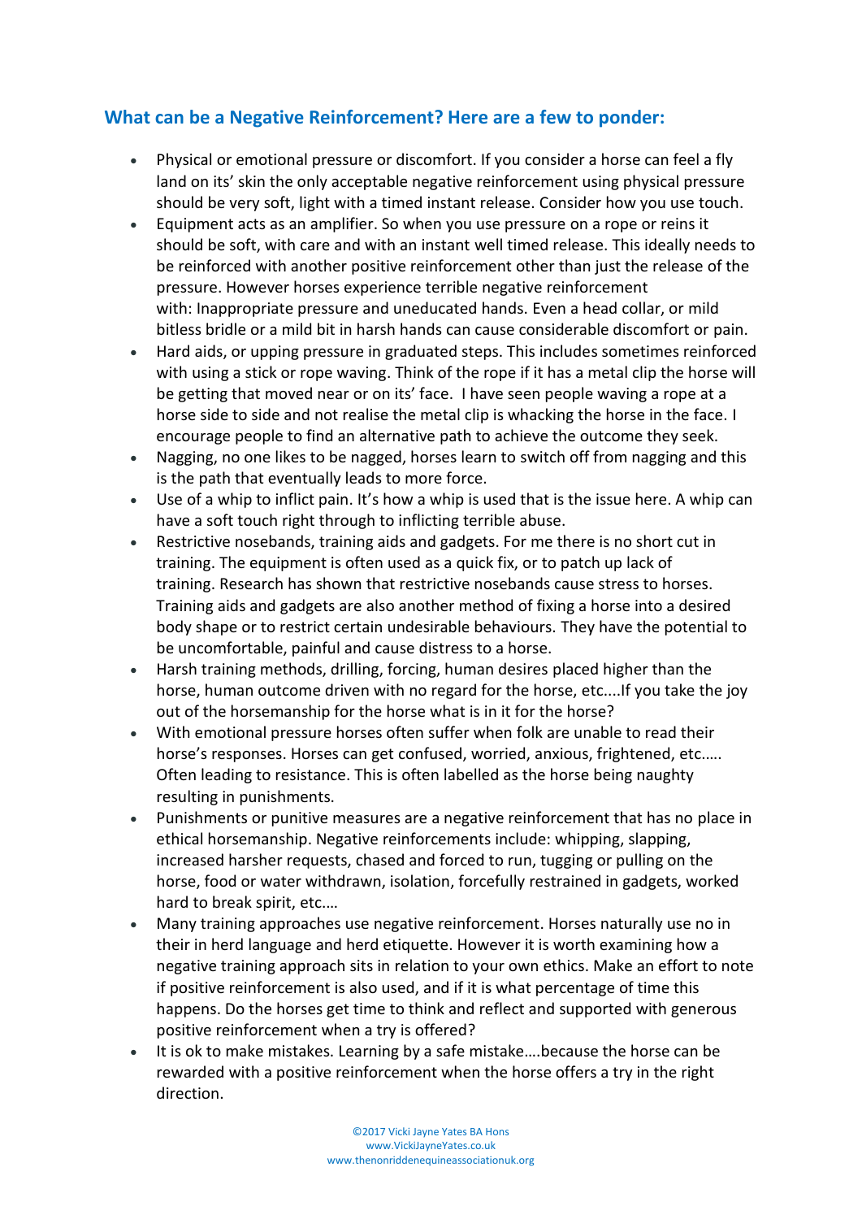## What can be a Negative Reinforcement? Here are a few to ponder:

- Physical or emotional pressure or discomfort. If you consider a horse can feel a fly land on its' skin the only acceptable negative reinforcement using physical pressure should be very soft, light with a timed instant release. Consider how you use touch.
- Equipment acts as an amplifier. So when you use pressure on a rope or reins it should be soft, with care and with an instant well timed release. This ideally needs to be reinforced with another positive reinforcement other than just the release of the pressure. However horses experience terrible negative reinforcement with: Inappropriate pressure and uneducated hands. Even a head collar, or mild bitless bridle or a mild bit in harsh hands can cause considerable discomfort or pain.
- Hard aids, or upping pressure in graduated steps. This includes sometimes reinforced with using a stick or rope waving. Think of the rope if it has a metal clip the horse will be getting that moved near or on its' face. I have seen people waving a rope at a horse side to side and not realise the metal clip is whacking the horse in the face. I encourage people to find an alternative path to achieve the outcome they seek.
- Nagging, no one likes to be nagged, horses learn to switch off from nagging and this is the path that eventually leads to more force.
- Use of a whip to inflict pain. It's how a whip is used that is the issue here. A whip can have a soft touch right through to inflicting terrible abuse.
- Restrictive nosebands, training aids and gadgets. For me there is no short cut in training. The equipment is often used as a quick fix, or to patch up lack of training. Research has shown that restrictive nosebands cause stress to horses. Training aids and gadgets are also another method of fixing a horse into a desired body shape or to restrict certain undesirable behaviours. They have the potential to be uncomfortable, painful and cause distress to a horse.
- Harsh training methods, drilling, forcing, human desires placed higher than the horse, human outcome driven with no regard for the horse, etc....If you take the joy out of the horsemanship for the horse what is in it for the horse?
- With emotional pressure horses often suffer when folk are unable to read their horse's responses. Horses can get confused, worried, anxious, frightened, etc..... Often leading to resistance. This is often labelled as the horse being naughty resulting in punishments.
- Punishments or punitive measures are a negative reinforcement that has no place in ethical horsemanship. Negative reinforcements include: whipping, slapping, increased harsher requests, chased and forced to run, tugging or pulling on the horse, food or water withdrawn, isolation, forcefully restrained in gadgets, worked hard to break spirit, etc.…
- Many training approaches use negative reinforcement. Horses naturally use no in their in herd language and herd etiquette. However it is worth examining how a negative training approach sits in relation to your own ethics. Make an effort to note if positive reinforcement is also used, and if it is what percentage of time this happens. Do the horses get time to think and reflect and supported with generous positive reinforcement when a try is offered?
- It is ok to make mistakes. Learning by a safe mistake….because the horse can be rewarded with a positive reinforcement when the horse offers a try in the right direction.

©2017 Vicki Jayne Yates BA Hons
www.VickiJayneYates.co.uk
www.thenonriddenequineassociationuk.org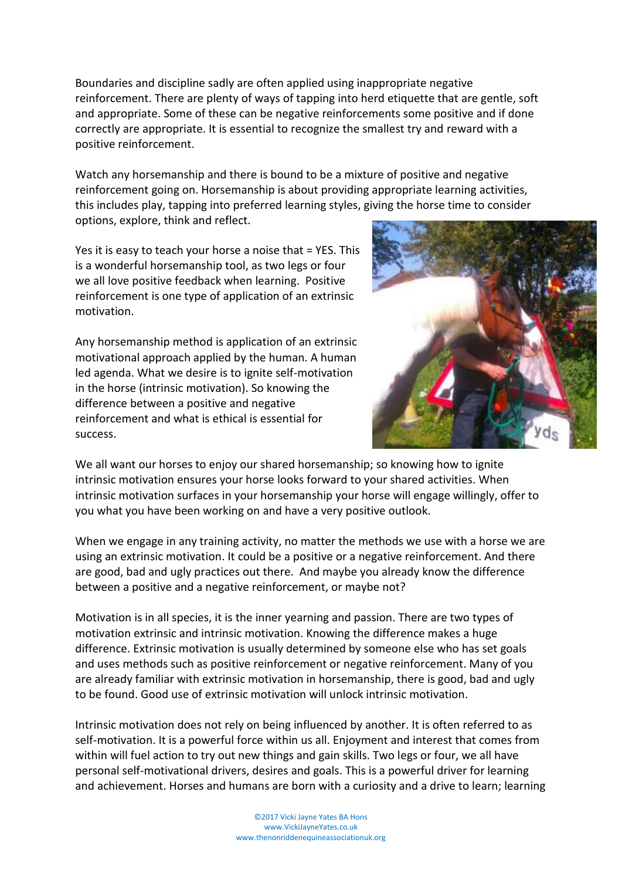Boundaries and discipline sadly are often applied using inappropriate negative reinforcement. There are plenty of ways of tapping into herd etiquette that are gentle, soft and appropriate. Some of these can be negative reinforcements some positive and if done correctly are appropriate. It is essential to recognize the smallest try and reward with a positive reinforcement.

Watch any horsemanship and there is bound to be a mixture of positive and negative reinforcement going on. Horsemanship is about providing appropriate learning activities, this includes play, tapping into preferred learning styles, giving the horse time to consider options, explore, think and reflect.

Yes it is easy to teach your horse a noise that = YES. This is a wonderful horsemanship tool, as two legs or four we all love positive feedback when learning. Positive reinforcement is one type of application of an extrinsic motivation.

Any horsemanship method is application of an extrinsic motivational approach applied by the human. A human led agenda. What we desire is to ignite self-motivation in the horse (intrinsic motivation). So knowing the difference between a positive and negative reinforcement and what is ethical is essential for success.

We all want our horses to enjoy our shared horsemanship; so knowing how to ignite intrinsic motivation ensures your horse looks forward to your shared activities. When intrinsic motivation surfaces in your horsemanship your horse will engage willingly, offer to you what you have been working on and have a very positive outlook.

When we engage in any training activity, no matter the methods we use with a horse we are using an extrinsic motivation. It could be a positive or a negative reinforcement. And there are good, bad and ugly practices out there. And maybe you already know the difference between a positive and a negative reinforcement, or maybe not?

Motivation is in all species, it is the inner yearning and passion. There are two types of motivation extrinsic and intrinsic motivation. Knowing the difference makes a huge difference. Extrinsic motivation is usually determined by someone else who has set goals and uses methods such as positive reinforcement or negative reinforcement. Many of you are already familiar with extrinsic motivation in horsemanship, there is good, bad and ugly to be found. Good use of extrinsic motivation will unlock intrinsic motivation.

Intrinsic motivation does not rely on being influenced by another. It is often referred to as self-motivation. It is a powerful force within us all. Enjoyment and interest that comes from within will fuel action to try out new things and gain skills. Two legs or four, we all have personal self-motivational drivers, desires and goals. This is a powerful driver for learning and achievement. Horses and humans are born with a curiosity and a drive to learn; learning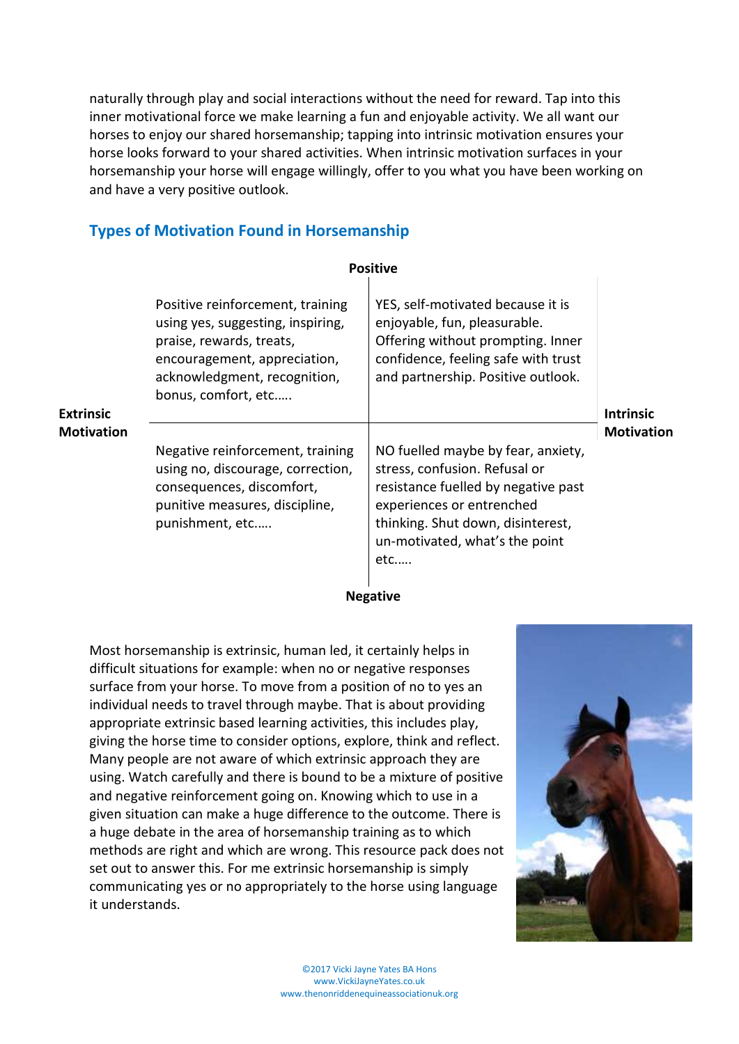naturally through play and social interactions without the need for reward. Tap into this inner motivational force we make learning a fun and enjoyable activity. We all want our horses to enjoy our shared horsemanship; tapping into intrinsic motivation ensures your horse looks forward to your shared activities. When intrinsic motivation surfaces in your horsemanship your horse will engage willingly, offer to you what you have been working on and have a very positive outlook.

## Types of Motivation Found in Horsemanship

| | Extrinsic Motivation | Intrinsic Motivation |
|---|---|---|
| **Positive** | Positive reinforcement, training using yes, suggesting, inspiring, praise, rewards, treats, encouragement, appreciation, acknowledgment, recognition, bonus, comfort, etc….. | YES, self-motivated because it is enjoyable, fun, pleasurable. Offering without prompting. Inner confidence, feeling safe with trust and partnership. Positive outlook. |
| **Negative** | Negative reinforcement, training using no, discourage, correction, consequences, discomfort, punitive measures, discipline, punishment, etc….. | NO fuelled maybe by fear, anxiety, stress, confusion. Refusal or resistance fuelled by negative past experiences or entrenched thinking. Shut down, disinterest, un-motivated, what's the point etc….. |

Most horsemanship is extrinsic, human led, it certainly helps in difficult situations for example: when no or negative responses surface from your horse. To move from a position of no to yes an individual needs to travel through maybe. That is about providing appropriate extrinsic based learning activities, this includes play, giving the horse time to consider options, explore, think and reflect. Many people are not aware of which extrinsic approach they are using. Watch carefully and there is bound to be a mixture of positive and negative reinforcement going on. Knowing which to use in a given situation can make a huge difference to the outcome. There is a huge debate in the area of horsemanship training as to which methods are right and which are wrong. This resource pack does not set out to answer this. For me extrinsic horsemanship is simply communicating yes or no appropriately to the horse using language it understands.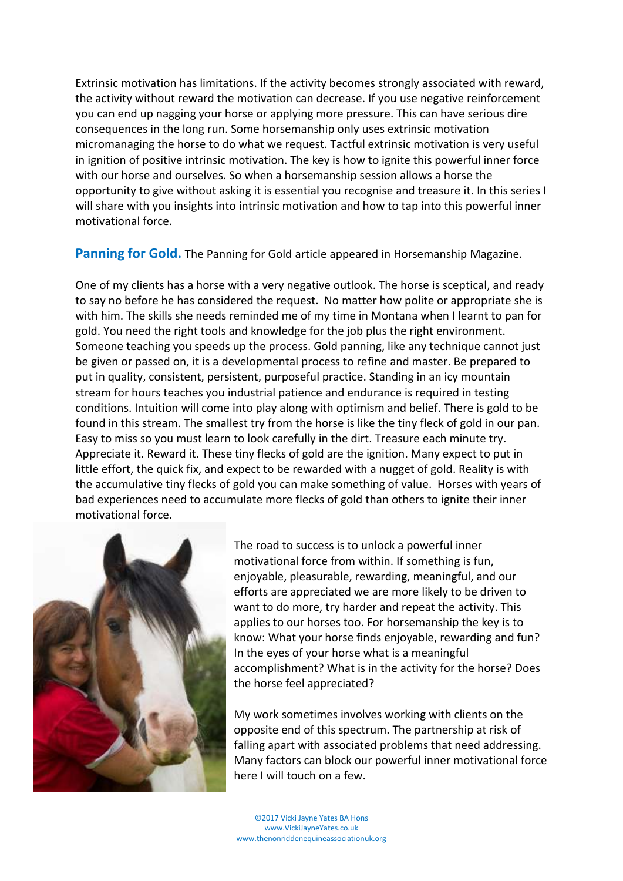Extrinsic motivation has limitations. If the activity becomes strongly associated with reward, the activity without reward the motivation can decrease. If you use negative reinforcement you can end up nagging your horse or applying more pressure. This can have serious dire consequences in the long run. Some horsemanship only uses extrinsic motivation micromanaging the horse to do what we request. Tactful extrinsic motivation is very useful in ignition of positive intrinsic motivation. The key is how to ignite this powerful inner force with our horse and ourselves. So when a horsemanship session allows a horse the opportunity to give without asking it is essential you recognise and treasure it. In this series I will share with you insights into intrinsic motivation and how to tap into this powerful inner motivational force.

**Panning for Gold.** The Panning for Gold article appeared in Horsemanship Magazine.

One of my clients has a horse with a very negative outlook. The horse is sceptical, and ready to say no before he has considered the request. No matter how polite or appropriate she is with him. The skills she needs reminded me of my time in Montana when I learnt to pan for gold. You need the right tools and knowledge for the job plus the right environment. Someone teaching you speeds up the process. Gold panning, like any technique cannot just be given or passed on, it is a developmental process to refine and master. Be prepared to put in quality, consistent, persistent, purposeful practice. Standing in an icy mountain stream for hours teaches you industrial patience and endurance is required in testing conditions. Intuition will come into play along with optimism and belief. There is gold to be found in this stream. The smallest try from the horse is like the tiny fleck of gold in our pan. Easy to miss so you must learn to look carefully in the dirt. Treasure each minute try. Appreciate it. Reward it. These tiny flecks of gold are the ignition. Many expect to put in little effort, the quick fix, and expect to be rewarded with a nugget of gold. Reality is with the accumulative tiny flecks of gold you can make something of value. Horses with years of bad experiences need to accumulate more flecks of gold than others to ignite their inner motivational force.

The road to success is to unlock a powerful inner motivational force from within. If something is fun, enjoyable, pleasurable, rewarding, meaningful, and our efforts are appreciated we are more likely to be driven to want to do more, try harder and repeat the activity. This applies to our horses too. For horsemanship the key is to know: What your horse finds enjoyable, rewarding and fun? In the eyes of your horse what is a meaningful accomplishment? What is in the activity for the horse? Does the horse feel appreciated?

My work sometimes involves working with clients on the opposite end of this spectrum. The partnership at risk of falling apart with associated problems that need addressing. Many factors can block our powerful inner motivational force here I will touch on a few.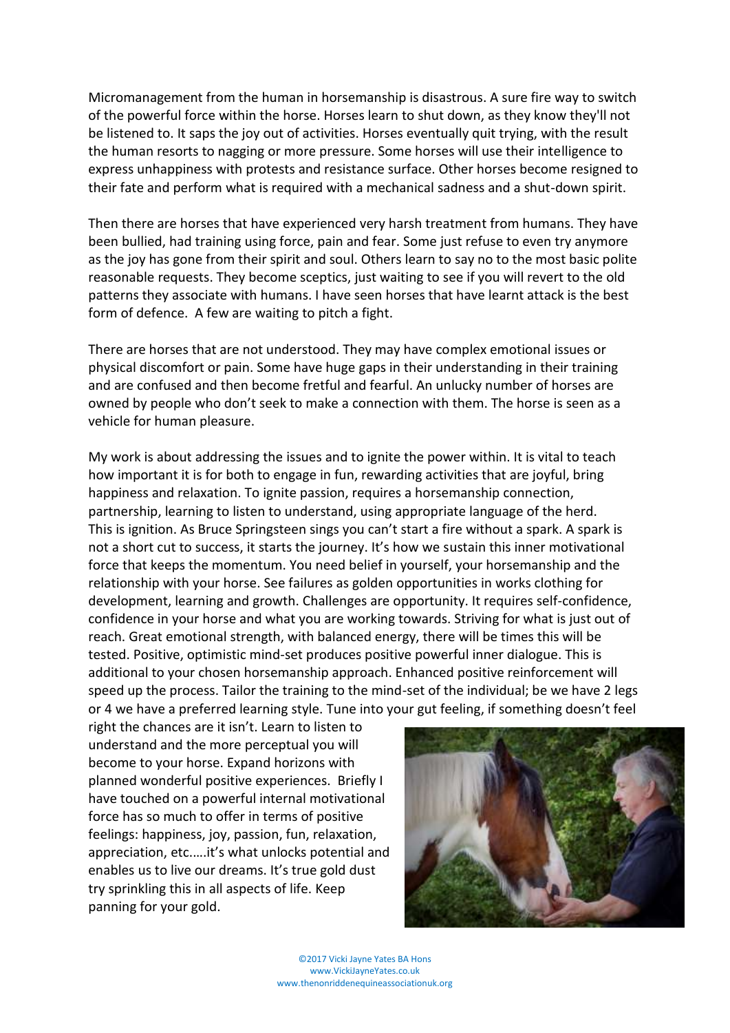Micromanagement from the human in horsemanship is disastrous. A sure fire way to switch of the powerful force within the horse. Horses learn to shut down, as they know they'll not be listened to. It saps the joy out of activities. Horses eventually quit trying, with the result the human resorts to nagging or more pressure. Some horses will use their intelligence to express unhappiness with protests and resistance surface. Other horses become resigned to their fate and perform what is required with a mechanical sadness and a shut-down spirit.

Then there are horses that have experienced very harsh treatment from humans. They have been bullied, had training using force, pain and fear. Some just refuse to even try anymore as the joy has gone from their spirit and soul. Others learn to say no to the most basic polite reasonable requests. They become sceptics, just waiting to see if you will revert to the old patterns they associate with humans. I have seen horses that have learnt attack is the best form of defence. A few are waiting to pitch a fight.

There are horses that are not understood. They may have complex emotional issues or physical discomfort or pain. Some have huge gaps in their understanding in their training and are confused and then become fretful and fearful. An unlucky number of horses are owned by people who don't seek to make a connection with them. The horse is seen as a vehicle for human pleasure.

My work is about addressing the issues and to ignite the power within. It is vital to teach how important it is for both to engage in fun, rewarding activities that are joyful, bring happiness and relaxation. To ignite passion, requires a horsemanship connection, partnership, learning to listen to understand, using appropriate language of the herd. This is ignition. As Bruce Springsteen sings you can't start a fire without a spark. A spark is not a short cut to success, it starts the journey. It's how we sustain this inner motivational force that keeps the momentum. You need belief in yourself, your horsemanship and the relationship with your horse. See failures as golden opportunities in works clothing for development, learning and growth. Challenges are opportunity. It requires self-confidence, confidence in your horse and what you are working towards. Striving for what is just out of reach. Great emotional strength, with balanced energy, there will be times this will be tested. Positive, optimistic mind-set produces positive powerful inner dialogue. This is additional to your chosen horsemanship approach. Enhanced positive reinforcement will speed up the process. Tailor the training to the mind-set of the individual; be we have 2 legs or 4 we have a preferred learning style. Tune into your gut feeling, if something doesn't feel right the chances are it isn't. Learn to listen to understand and the more perceptual you will become to your horse. Expand horizons with planned wonderful positive experiences. Briefly I have touched on a powerful internal motivational force has so much to offer in terms of positive feelings: happiness, joy, passion, fun, relaxation, appreciation, etc.….it's what unlocks potential and enables us to live our dreams. It's true gold dust try sprinkling this in all aspects of life. Keep panning for your gold.

©2017 Vicki Jayne Yates BA Hons
www.VickiJayneYates.co.uk
www.thenonriddenequineassociationuk.org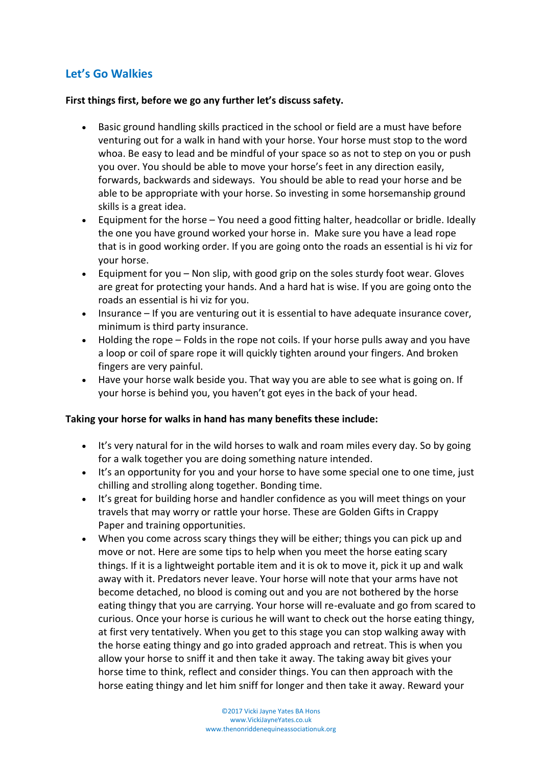## Let's Go Walkies

**First things first, before we go any further let's discuss safety.**

- Basic ground handling skills practiced in the school or field are a must have before venturing out for a walk in hand with your horse. Your horse must stop to the word whoa. Be easy to lead and be mindful of your space so as not to step on you or push you over. You should be able to move your horse's feet in any direction easily, forwards, backwards and sideways.  You should be able to read your horse and be able to be appropriate with your horse. So investing in some horsemanship ground skills is a great idea.
- Equipment for the horse – You need a good fitting halter, headcollar or bridle. Ideally the one you have ground worked your horse in.  Make sure you have a lead rope that is in good working order. If you are going onto the roads an essential is hi viz for your horse.
- Equipment for you – Non slip, with good grip on the soles sturdy foot wear. Gloves are great for protecting your hands. And a hard hat is wise. If you are going onto the roads an essential is hi viz for you.
- Insurance – If you are venturing out it is essential to have adequate insurance cover, minimum is third party insurance.
- Holding the rope – Folds in the rope not coils. If your horse pulls away and you have a loop or coil of spare rope it will quickly tighten around your fingers. And broken fingers are very painful.
- Have your horse walk beside you. That way you are able to see what is going on. If your horse is behind you, you haven't got eyes in the back of your head.

**Taking your horse for walks in hand has many benefits these include:**

- It's very natural for in the wild horses to walk and roam miles every day. So by going for a walk together you are doing something nature intended.
- It's an opportunity for you and your horse to have some special one to one time, just chilling and strolling along together. Bonding time.
- It's great for building horse and handler confidence as you will meet things on your travels that may worry or rattle your horse. These are Golden Gifts in Crappy Paper and training opportunities.
- When you come across scary things they will be either; things you can pick up and move or not. Here are some tips to help when you meet the horse eating scary things. If it is a lightweight portable item and it is ok to move it, pick it up and walk away with it. Predators never leave. Your horse will note that your arms have not become detached, no blood is coming out and you are not bothered by the horse eating thingy that you are carrying. Your horse will re-evaluate and go from scared to curious. Once your horse is curious he will want to check out the horse eating thingy, at first very tentatively. When you get to this stage you can stop walking away with the horse eating thingy and go into graded approach and retreat. This is when you allow your horse to sniff it and then take it away. The taking away bit gives your horse time to think, reflect and consider things. You can then approach with the horse eating thingy and let him sniff for longer and then take it away. Reward your

©2017 Vicki Jayne Yates BA Hons
www.VickiJayneYates.co.uk
www.thenonriddenequineassociationuk.org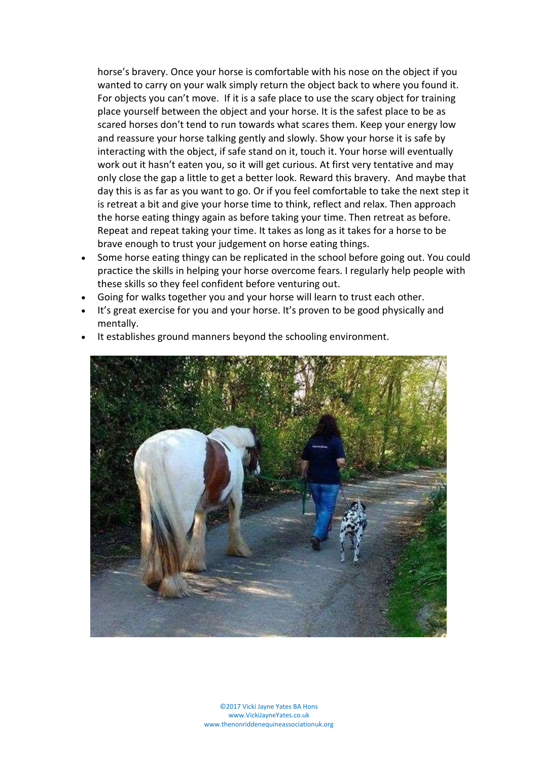horse's bravery. Once your horse is comfortable with his nose on the object if you wanted to carry on your walk simply return the object back to where you found it. For objects you can't move. If it is a safe place to use the scary object for training place yourself between the object and your horse. It is the safest place to be as scared horses don't tend to run towards what scares them. Keep your energy low and reassure your horse talking gently and slowly. Show your horse it is safe by interacting with the object, if safe stand on it, touch it. Your horse will eventually work out it hasn't eaten you, so it will get curious. At first very tentative and may only close the gap a little to get a better look. Reward this bravery. And maybe that day this is as far as you want to go. Or if you feel comfortable to take the next step it is retreat a bit and give your horse time to think, reflect and relax. Then approach the horse eating thingy again as before taking your time. Then retreat as before. Repeat and repeat taking your time. It takes as long as it takes for a horse to be brave enough to trust your judgement on horse eating things.

- Some horse eating thingy can be replicated in the school before going out. You could practice the skills in helping your horse overcome fears. I regularly help people with these skills so they feel confident before venturing out.
- Going for walks together you and your horse will learn to trust each other.
- It's great exercise for you and your horse. It's proven to be good physically and mentally.
- It establishes ground manners beyond the schooling environment.

©2017 Vicki Jayne Yates BA Hons
www.VickiJayneYates.co.uk
www.thenonriddenequineassociationuk.org